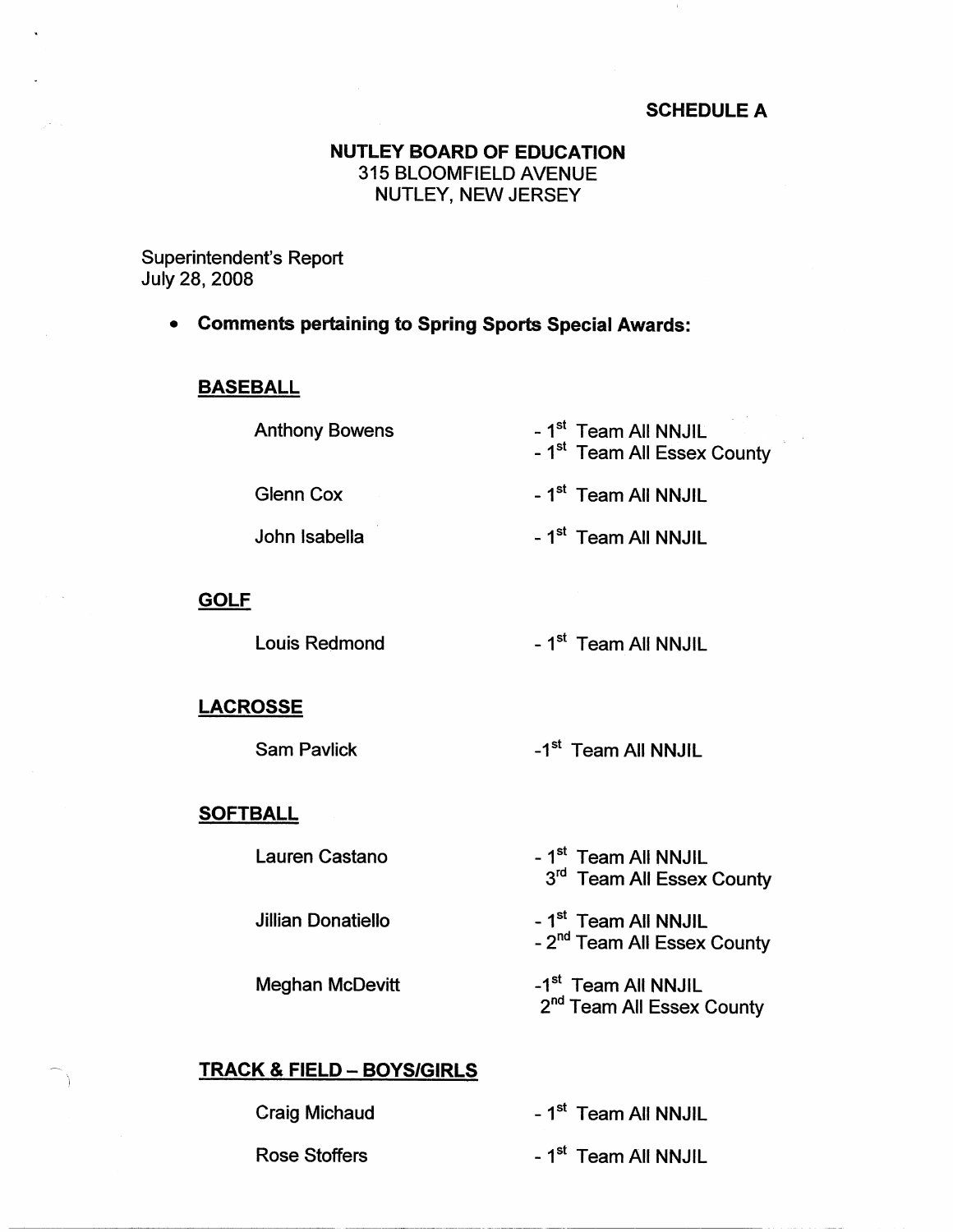**SCHEDULE A**

**NUTLEY BOARD OF EDUCATION**
315 BLOOMFIELD AVENUE
NUTLEY, NEW JERSEY

Superintendent's Report
July 28, 2008

- **Comments pertaining to Spring Sports Special Awards:**

**BASEBALL**

| | |
|---|---|
| Anthony Bowens | - 1st Team All NNJIL<br>- 1st Team All Essex County |
| Glenn Cox | - 1st Team All NNJIL |
| John Isabella | - 1st Team All NNJIL |

**GOLF**

| | |
|---|---|
| Louis Redmond | - 1st Team All NNJIL |

**LACROSSE**

| | |
|---|---|
| Sam Pavlick | -1st Team All NNJIL |

**SOFTBALL**

| | |
|---|---|
| Lauren Castano | - 1st Team All NNJIL<br>3rd Team All Essex County |
| Jillian Donatiello | - 1st Team All NNJIL<br>- 2nd Team All Essex County |
| Meghan McDevitt | -1st Team All NNJIL<br>2nd Team All Essex County |

**TRACK & FIELD – BOYS/GIRLS**

| | |
|---|---|
| Craig Michaud | - 1st Team All NNJIL |
| Rose Stoffers | - 1st Team All NNJIL |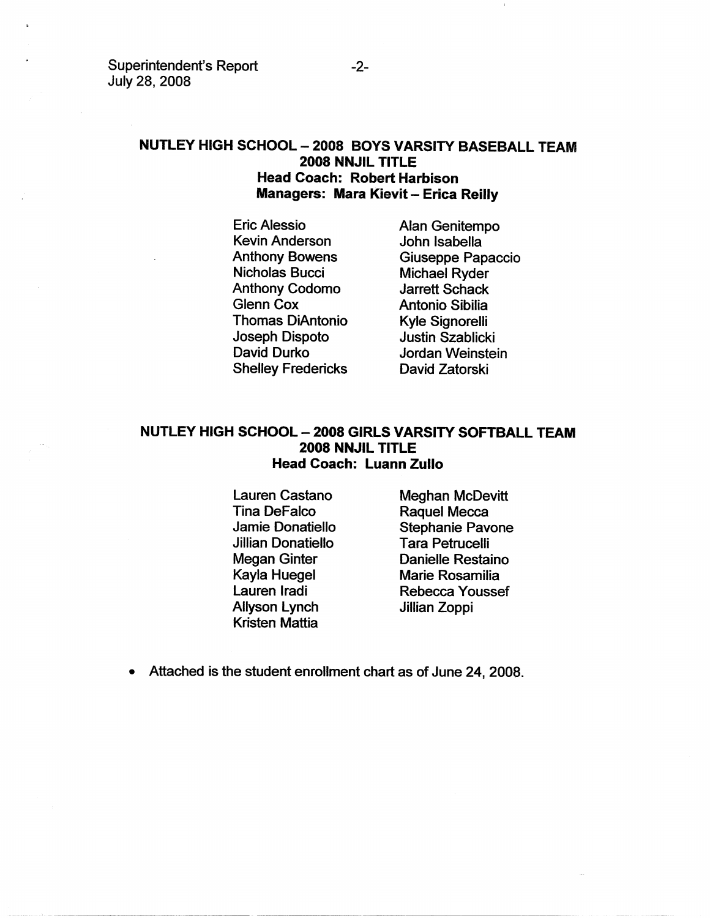## NUTLEY HIGH SCHOOL – 2008 BOYS VARSITY BASEBALL TEAM
**2008 NNJIL TITLE**
**Head Coach: Robert Harbison**
**Managers: Mara Kievit – Erica Reilly**

Eric Alessio
Kevin Anderson
Anthony Bowens
Nicholas Bucci
Anthony Codomo
Glenn Cox
Thomas DiAntonio
Joseph Dispoto
David Durko
Shelley Fredericks
Alan Genitempo
John Isabella
Giuseppe Papaccio
Michael Ryder
Jarrett Schack
Antonio Sibilia
Kyle Signorelli
Justin Szablicki
Jordan Weinstein
David Zatorski

## NUTLEY HIGH SCHOOL – 2008 GIRLS VARSITY SOFTBALL TEAM
**2008 NNJIL TITLE**
**Head Coach: Luann Zullo**

Lauren Castano
Tina DeFalco
Jamie Donatiello
Jillian Donatiello
Megan Ginter
Kayla Huegel
Lauren Iradi
Allyson Lynch
Kristen Mattia
Meghan McDevitt
Raquel Mecca
Stephanie Pavone
Tara Petrucelli
Danielle Restaino
Marie Rosamilia
Rebecca Youssef
Jillian Zoppi

- Attached is the student enrollment chart as of June 24, 2008.